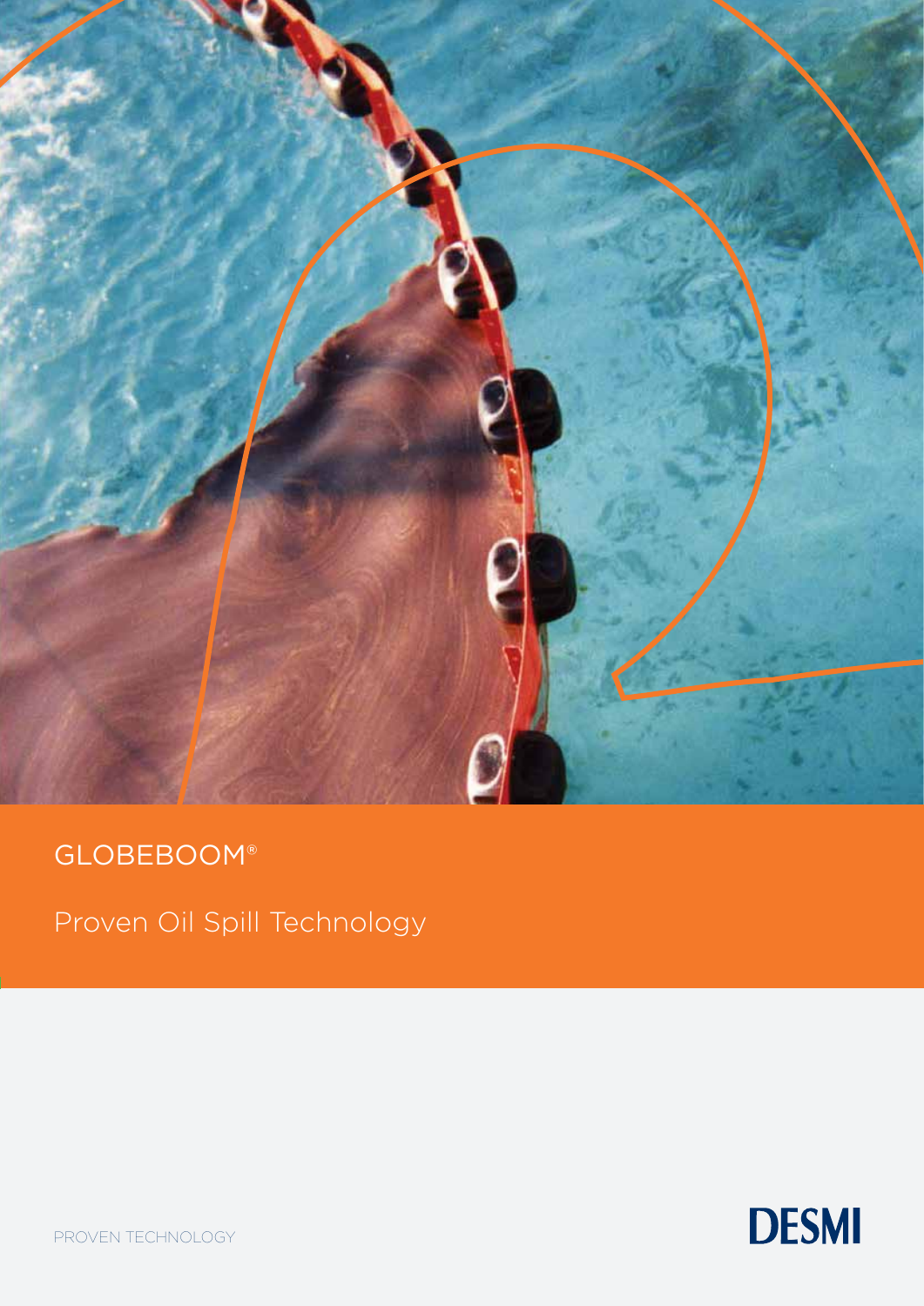# GLOBEBOOM®

Proven Oil Spill Technology

PROVEN TECHNOLOGY

DESMI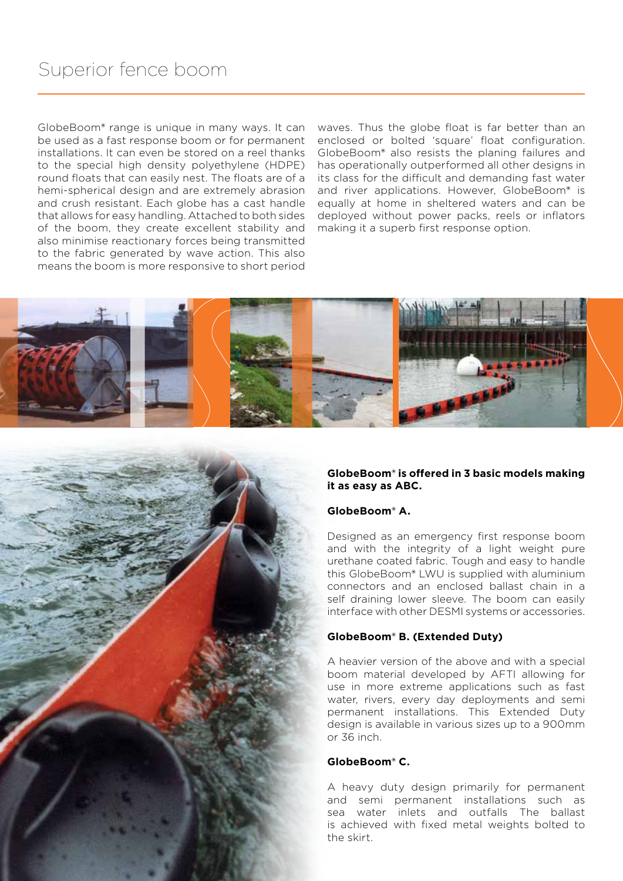# Superior fence boom

GlobeBoom® range is unique in many ways. It can be used as a fast response boom or for permanent installations. It can even be stored on a reel thanks to the special high density polyethylene (HDPE) round floats that can easily nest. The floats are of a hemi-spherical design and are extremely abrasion and crush resistant. Each globe has a cast handle that allows for easy handling. Attached to both sides of the boom, they create excellent stability and also minimise reactionary forces being transmitted to the fabric generated by wave action. This also means the boom is more responsive to short period waves. Thus the globe float is far better than an enclosed or bolted 'square' float configuration. GlobeBoom® also resists the planing failures and has operationally outperformed all other designs in its class for the difficult and demanding fast water and river applications. However, GlobeBoom® is equally at home in sheltered waters and can be deployed without power packs, reels or inflators making it a superb first response option.

**GlobeBoom® is offered in 3 basic models making it as easy as ABC.**

**GlobeBoom® A.**

Designed as an emergency first response boom and with the integrity of a light weight pure urethane coated fabric. Tough and easy to handle this GlobeBoom® LWU is supplied with aluminium connectors and an enclosed ballast chain in a self draining lower sleeve. The boom can easily interface with other DESMI systems or accessories.

**GlobeBoom® B. (Extended Duty)**

A heavier version of the above and with a special boom material developed by AFTI allowing for use in more extreme applications such as fast water, rivers, every day deployments and semi permanent installations. This Extended Duty design is available in various sizes up to a 900mm or 36 inch.

**GlobeBoom® C.**

A heavy duty design primarily for permanent and semi permanent installations such as sea water inlets and outfalls The ballast is achieved with fixed metal weights bolted to the skirt.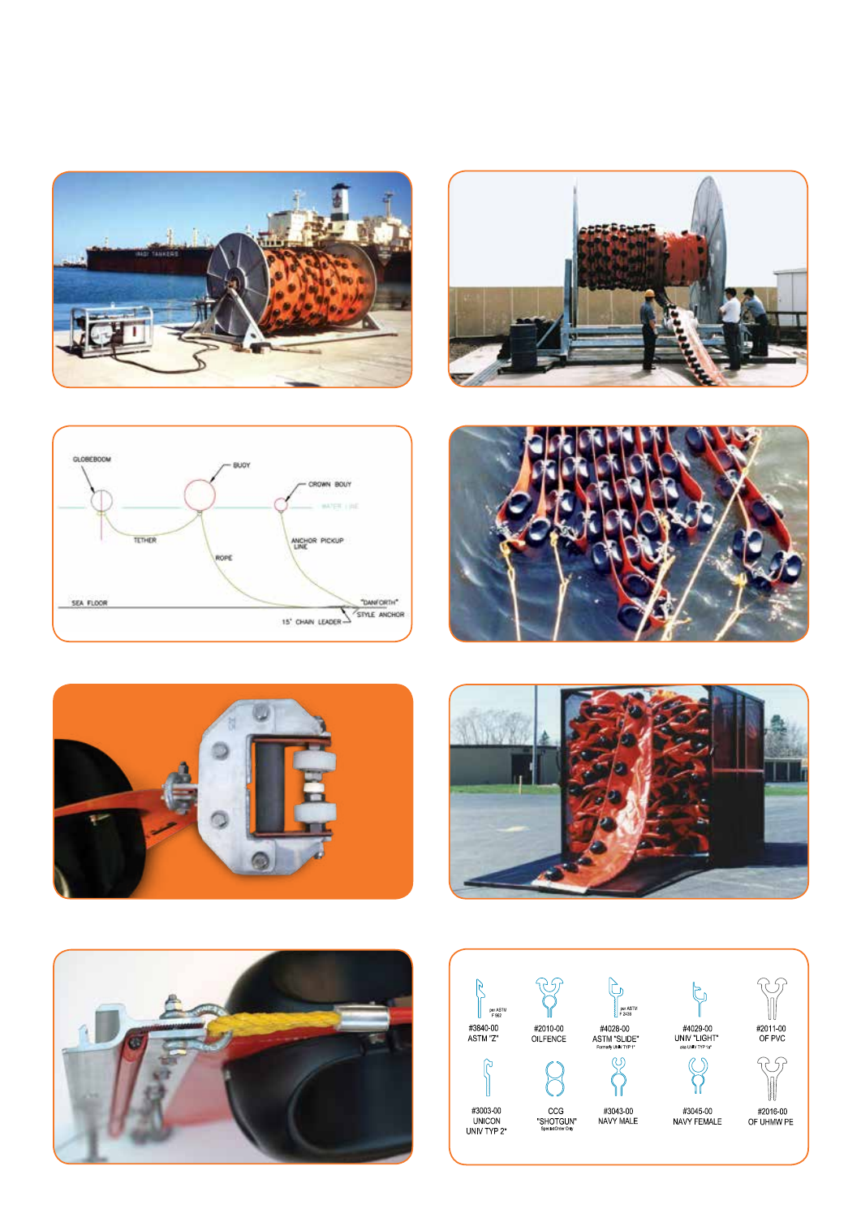GLOBEBOOM

BUOY

CROWN BOUY

WATER LINE

TETHER

ROPE

ANCHOR PICKUP LINE

SEA FLOOR

"DANFORTH" STYLE ANCHOR

15' CHAIN LEADER

| | | | | |
|---|---|---|---|---|
| #3840-00 ASTM "Z" (per ASTM F 962) | #2010-00 OILFENCE | #4028-00 ASTM "SLIDE" (per ASTM F 2438; Formerly UNIV TYP 1") | #4029-00 UNIV "LIGHT" (aka UNIV TYP 1a") | #2011-00 OF PVC |
| #3003-00 UNICON UNIV TYP 2" | CCG "SHOTGUN" (Special Order Only) | #3043-00 NAVY MALE | #3045-00 NAVY FEMALE | #2016-00 OF UHMW PE |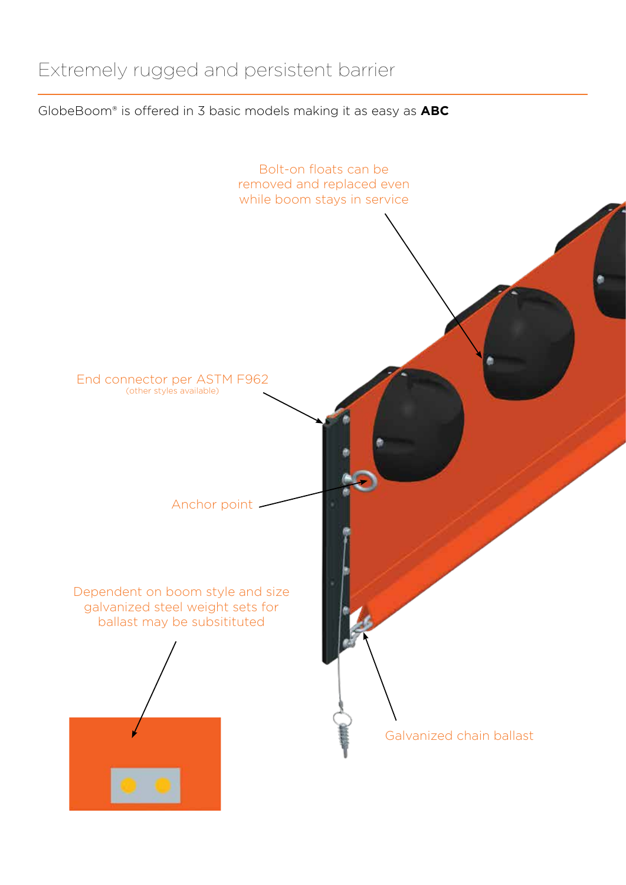# Extremely rugged and persistent barrier

GlobeBoom® is offered in 3 basic models making it as easy as **ABC**

Bolt-on floats can be removed and replaced even while boom stays in service

End connector per ASTM F962
(other styles available)

Anchor point

Dependent on boom style and size galvanized steel weight sets for ballast may be subsitituted

Galvanized chain ballast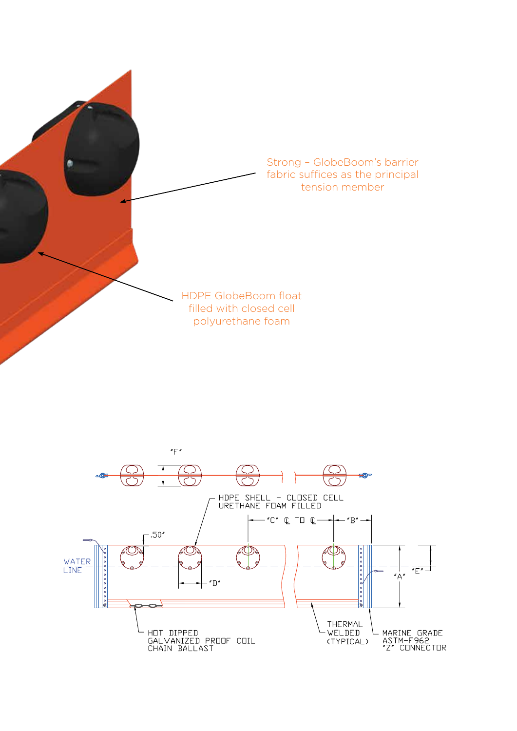Strong – GlobeBoom's barrier fabric suffices as the principal tension member

HDPE GlobeBoom float filled with closed cell polyurethane foam

"F"

HDPE SHELL – CLOSED CELL URETHANE FOAM FILLED

"C" ℄ TO ℄

"B"

.50"

WATER LINE

"D"

"A"

"E"

HOT DIPPED GALVANIZED PROOF COIL CHAIN BALLAST

THERMAL WELDED (TYPICAL)

MARINE GRADE ASTM-F962 "Z" CONNECTOR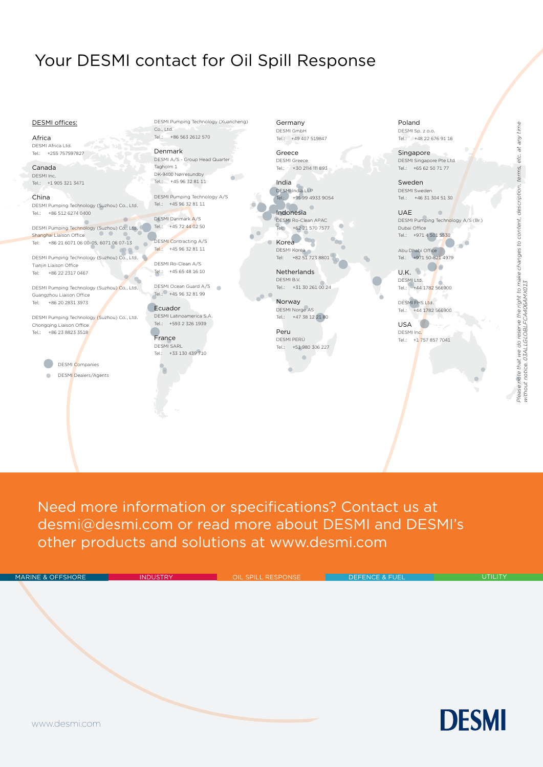# Your DESMI contact for Oil Spill Response

DESMI offices:

**Africa**
DESMI Africa Ltd.
Tel.: +255 757597827

**Canada**
DESMI Inc.
Tel.: +1 905 321 3471

**China**
DESMI Pumping Technology (Suzhou) Co., Ltd.
Tel.: +86 512 6274 0400

DESMI Pumping Technology (Suzhou) Co., Ltd.
Shanghai Liaison Office
Tel: +86 21 6071 06 00-05, 6071 06 07-13

DESMI Pumping Technology (Suzhou) Co., Ltd.
Tianjin Liaison Office
Tel: +86 22 2317 0467

DESMI Pumping Technology (Suzhou) Co., Ltd.
Guangzhou Liaison Office
Tel: +86 20 2831 3973

DESMI Pumping Technology (Suzhou) Co., Ltd.
Chongqing Liaison Office
Tel.: +86 23 8823 3518

DESMI Pumping Technology (Xuancheng) Co., Ltd.
Tel.: +86 563 2612 570

**Denmark**
DESMI A/S - Group Head Quarter
Tagholm 1
DK-9400 Nørresundby
Tel.: +45 96 32 81 11

DESMI Pumping Technology A/S
Tel.: +45 96 32 81 11

DESMI Danmark A/S
Tel.: +45 72 44 02 50

DESMI Contracting A/S
Tel.: +45 96 32 81 11

DESMI Ro-Clean A/S
Tel.: +45 65 48 16 10

DESMI Ocean Guard A/S
Tel.: +45 96 32 81 99

**Ecuador**
DESMI Latinoamerica S.A.
Tel.: +593 2 326 1939

**France**
DESMI SARL
Tel.: +33 130 439 710

**Germany**
DESMI GmbH
Tel.: +49 407 519847

**Greece**
DESMI Greece
Tel.: +30 2114 111 893

**India**
DESMI India LLP
Tel.: +91-99 4933 9054

**Indonesia**
DESMI Ro-Clean APAC
Tel: +62 21 570 7577

**Korea**
DESMI Korea
Tel: +82 51 723 8801

**Netherlands**
DESMI B.V.
Tel.: +31 30 261 00 24

**Norway**
DESMI Norge AS
Tel.: +47 38 12 21 80

**Peru**
DESMI PERÚ
Tel.: +51 980 306 227

**Poland**
DESMI Sp. z o.o.
Tel.: +48 22 676 91 16

**Singapore**
DESMI Singapore Pte Ltd.
Tel.: +65 62 50 71 77

**Sweden**
DESMI Sweden
Tel.: +46 31 304 51 30

**UAE**
DESMI Pumping Technology A/S (Br.)
Dubai Office
Tel.: +971 4 501 5530

Abu Dhabi Office
Tel.: +971 50-821 4979

**U.K.**
DESMI Ltd.
Tel.: +44 1782 566900

DESMI FHS Ltd.
Tel.: +44 1782 566900

**USA**
DESMI Inc.
Tel.: +1 757 857 7041

DESMI Companies

DESMI Dealers/Agents

*Please note that we do reserve the right to make changes to content, description, terms, etc. at any time without notice. 03ALLGLOBLFCA406AMX013*

Need more information or specifications? Contact us at desmi@desmi.com or read more about DESMI and DESMI's other products and solutions at www.desmi.com

MARINE & OFFSHORE | INDUSTRY | OIL SPILL RESPONSE | DEFENCE & FUEL | UTILITY

www.desmi.com

DESMI